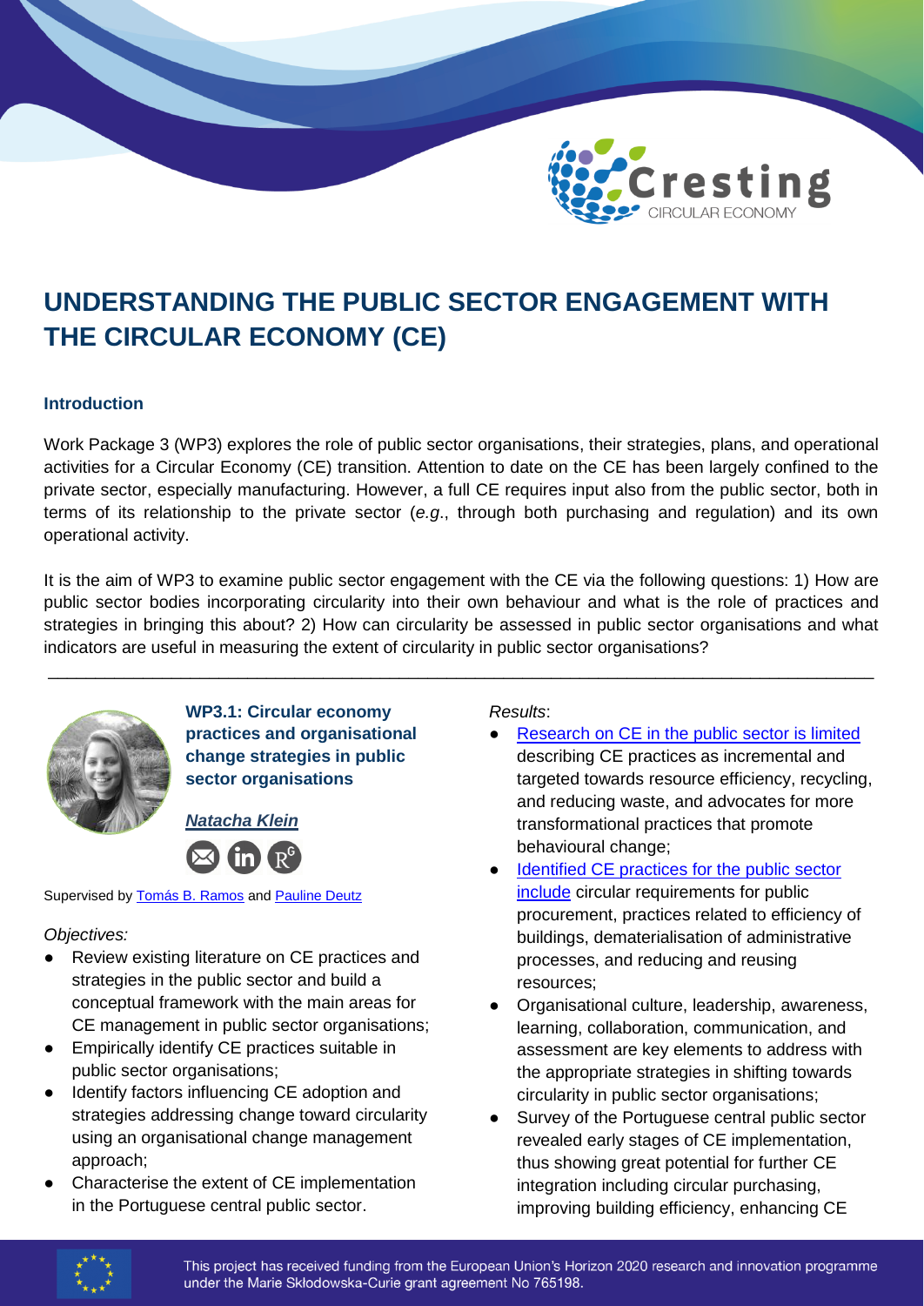# UNDERSTANDING THE PUBLIC SECTOR ENGAGEMENT WITH THE CIRCULAR ECONOMY (CE)

### Introduction

Work Package 3 (WP3) explores the role of public sector organisations, their strategies, plans, and operational activities for a Circular Economy (CE) transition. Attention to date on the CE has been largely confined to the private sector, especially manufacturing. However, a full CE requires input also from the public sector, both in terms of its relationship to the private sector (*e.g*., through both purchasing and regulation) and its own operational activity.

It is the aim of WP3 to examine public sector engagement with the CE via the following questions: 1) How are public sector bodies incorporating circularity into their own behaviour and what is the role of practices and strategies in bringing this about? 2) How can circularity be assessed in public sector organisations and what indicators are useful in measuring the extent of circularity in public sector organisations?

---

### WP3.1: Circular economy practices and organisational change strategies in public sector organisations

***Natacha Klein***

Supervised by Tomás B. Ramos and Pauline Deutz

*Objectives:*

- Review existing literature on CE practices and strategies in the public sector and build a conceptual framework with the main areas for CE management in public sector organisations;
- Empirically identify CE practices suitable in public sector organisations;
- Identify factors influencing CE adoption and strategies addressing change toward circularity using an organisational change management approach;
- Characterise the extent of CE implementation in the Portuguese central public sector.

*Results*:

- Research on CE in the public sector is limited describing CE practices as incremental and targeted towards resource efficiency, recycling, and reducing waste, and advocates for more transformational practices that promote behavioural change;
- Identified CE practices for the public sector include circular requirements for public procurement, practices related to efficiency of buildings, dematerialisation of administrative processes, and reducing and reusing resources;
- Organisational culture, leadership, awareness, learning, collaboration, communication, and assessment are key elements to address with the appropriate strategies in shifting towards circularity in public sector organisations;
- Survey of the Portuguese central public sector revealed early stages of CE implementation, thus showing great potential for further CE integration including circular purchasing, improving building efficiency, enhancing CE

This project has received funding from the European Union's Horizon 2020 research and innovation programme under the Marie Skłodowska-Curie grant agreement No 765198.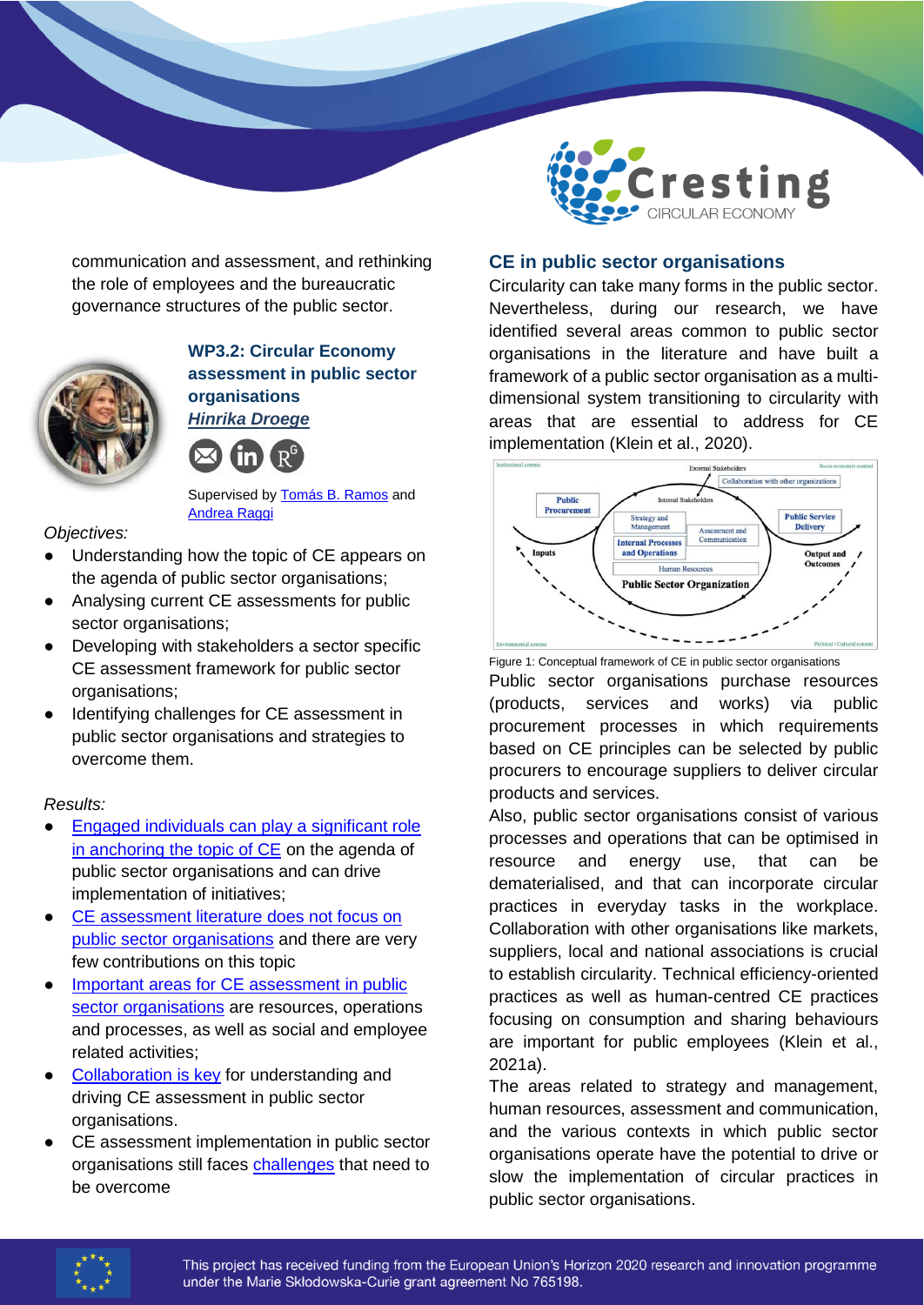communication and assessment, and rethinking the role of employees and the bureaucratic governance structures of the public sector.

### WP3.2: Circular Economy assessment in public sector organisations

***Hinrika Droege***

Supervised by Tomás B. Ramos and Andrea Raggi

*Objectives:*

- Understanding how the topic of CE appears on the agenda of public sector organisations;
- Analysing current CE assessments for public sector organisations;
- Developing with stakeholders a sector specific CE assessment framework for public sector organisations;
- Identifying challenges for CE assessment in public sector organisations and strategies to overcome them.

*Results:*

- Engaged individuals can play a significant role in anchoring the topic of CE on the agenda of public sector organisations and can drive implementation of initiatives;
- CE assessment literature does not focus on public sector organisations and there are very few contributions on this topic
- Important areas for CE assessment in public sector organisations are resources, operations and processes, as well as social and employee related activities;
- Collaboration is key for understanding and driving CE assessment in public sector organisations.
- CE assessment implementation in public sector organisations still faces challenges that need to be overcome

### CE in public sector organisations

Circularity can take many forms in the public sector. Nevertheless, during our research, we have identified several areas common to public sector organisations in the literature and have built a framework of a public sector organisation as a multi-dimensional system transitioning to circularity with areas that are essential to address for CE implementation (Klein et al., 2020).

Figure 1: Conceptual framework of CE in public sector organisations

Public sector organisations purchase resources (products, services and works) via public procurement processes in which requirements based on CE principles can be selected by public procurers to encourage suppliers to deliver circular products and services.

Also, public sector organisations consist of various processes and operations that can be optimised in resource and energy use, that can be dematerialised, and that can incorporate circular practices in everyday tasks in the workplace. Collaboration with other organisations like markets, suppliers, local and national associations is crucial to establish circularity. Technical efficiency-oriented practices as well as human-centred CE practices focusing on consumption and sharing behaviours are important for public employees (Klein et al., 2021a).

The areas related to strategy and management, human resources, assessment and communication, and the various contexts in which public sector organisations operate have the potential to drive or slow the implementation of circular practices in public sector organisations.

This project has received funding from the European Union's Horizon 2020 research and innovation programme under the Marie Skłodowska-Curie grant agreement No 765198.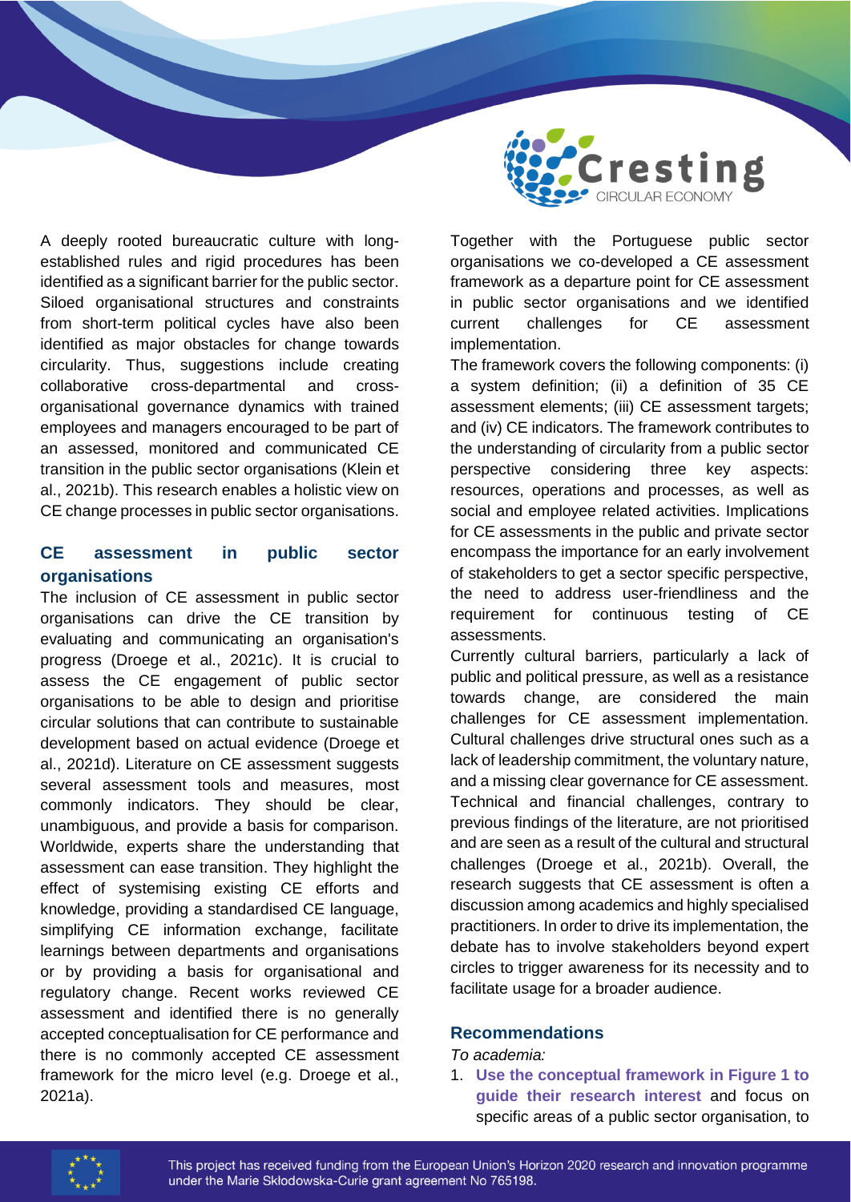A deeply rooted bureaucratic culture with long-established rules and rigid procedures has been identified as a significant barrier for the public sector. Siloed organisational structures and constraints from short-term political cycles have also been identified as major obstacles for change towards circularity. Thus, suggestions include creating collaborative cross-departmental and cross-organisational governance dynamics with trained employees and managers encouraged to be part of an assessed, monitored and communicated CE transition in the public sector organisations (Klein et al., 2021b). This research enables a holistic view on CE change processes in public sector organisations.

## CE assessment in public sector organisations

The inclusion of CE assessment in public sector organisations can drive the CE transition by evaluating and communicating an organisation's progress (Droege et al., 2021c). It is crucial to assess the CE engagement of public sector organisations to be able to design and prioritise circular solutions that can contribute to sustainable development based on actual evidence (Droege et al., 2021d). Literature on CE assessment suggests several assessment tools and measures, most commonly indicators. They should be clear, unambiguous, and provide a basis for comparison. Worldwide, experts share the understanding that assessment can ease transition. They highlight the effect of systemising existing CE efforts and knowledge, providing a standardised CE language, simplifying CE information exchange, facilitate learnings between departments and organisations or by providing a basis for organisational and regulatory change. Recent works reviewed CE assessment and identified there is no generally accepted conceptualisation for CE performance and there is no commonly accepted CE assessment framework for the micro level (e.g. Droege et al., 2021a).

Together with the Portuguese public sector organisations we co-developed a CE assessment framework as a departure point for CE assessment in public sector organisations and we identified current challenges for CE assessment implementation.

The framework covers the following components: (i) a system definition; (ii) a definition of 35 CE assessment elements; (iii) CE assessment targets; and (iv) CE indicators. The framework contributes to the understanding of circularity from a public sector perspective considering three key aspects: resources, operations and processes, as well as social and employee related activities. Implications for CE assessments in the public and private sector encompass the importance for an early involvement of stakeholders to get a sector specific perspective, the need to address user-friendliness and the requirement for continuous testing of CE assessments.

Currently cultural barriers, particularly a lack of public and political pressure, as well as a resistance towards change, are considered the main challenges for CE assessment implementation. Cultural challenges drive structural ones such as a lack of leadership commitment, the voluntary nature, and a missing clear governance for CE assessment. Technical and financial challenges, contrary to previous findings of the literature, are not prioritised and are seen as a result of the cultural and structural challenges (Droege et al., 2021b). Overall, the research suggests that CE assessment is often a discussion among academics and highly specialised practitioners. In order to drive its implementation, the debate has to involve stakeholders beyond expert circles to trigger awareness for its necessity and to facilitate usage for a broader audience.

## Recommendations

*To academia:*

1. **Use the conceptual framework in Figure 1 to guide their research interest** and focus on specific areas of a public sector organisation, to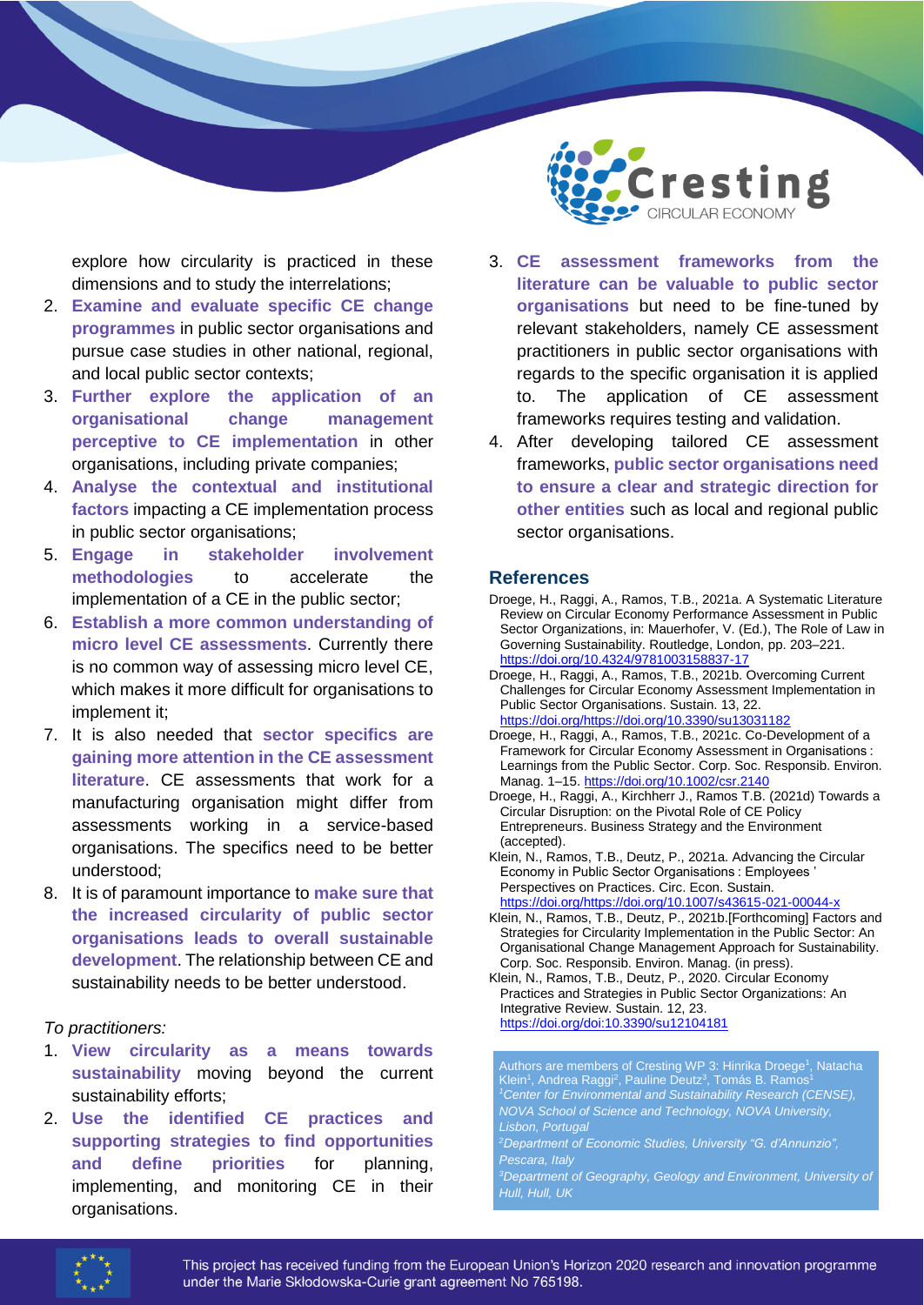explore how circularity is practiced in these dimensions and to study the interrelations;

2. **Examine and evaluate specific CE change programmes** in public sector organisations and pursue case studies in other national, regional, and local public sector contexts;
3. **Further explore the application of an organisational change management perceptive to CE implementation** in other organisations, including private companies;
4. **Analyse the contextual and institutional factors** impacting a CE implementation process in public sector organisations;
5. **Engage in stakeholder involvement methodologies** to accelerate the implementation of a CE in the public sector;
6. **Establish a more common understanding of micro level CE assessments**. Currently there is no common way of assessing micro level CE, which makes it more difficult for organisations to implement it;
7. It is also needed that **sector specifics are gaining more attention in the CE assessment literature**. CE assessments that work for a manufacturing organisation might differ from assessments working in a service-based organisations. The specifics need to be better understood;
8. It is of paramount importance to **make sure that the increased circularity of public sector organisations leads to overall sustainable development**. The relationship between CE and sustainability needs to be better understood.

*To practitioners:*

1. **View circularity as a means towards sustainability** moving beyond the current sustainability efforts;
2. **Use the identified CE practices and supporting strategies to find opportunities and define priorities** for planning, implementing, and monitoring CE in their organisations.
3. **CE assessment frameworks from the literature can be valuable to public sector organisations** but need to be fine-tuned by relevant stakeholders, namely CE assessment practitioners in public sector organisations with regards to the specific organisation it is applied to. The application of CE assessment frameworks requires testing and validation.
4. After developing tailored CE assessment frameworks, **public sector organisations need to ensure a clear and strategic direction for other entities** such as local and regional public sector organisations.

## References

Droege, H., Raggi, A., Ramos, T.B., 2021a. A Systematic Literature Review on Circular Economy Performance Assessment in Public Sector Organizations, in: Mauerhofer, V. (Ed.), The Role of Law in Governing Sustainability. Routledge, London, pp. 203–221. https://doi.org/10.4324/9781003158837-17

Droege, H., Raggi, A., Ramos, T.B., 2021b. Overcoming Current Challenges for Circular Economy Assessment Implementation in Public Sector Organisations. Sustain. 13, 22. https://doi.org/https://doi.org/10.3390/su13031182

Droege, H., Raggi, A., Ramos, T.B., 2021c. Co-Development of a Framework for Circular Economy Assessment in Organisations : Learnings from the Public Sector. Corp. Soc. Responsib. Environ. Manag. 1–15. https://doi.org/10.1002/csr.2140

Droege, H., Raggi, A., Kirchherr J., Ramos T.B. (2021d) Towards a Circular Disruption: on the Pivotal Role of CE Policy Entrepreneurs. Business Strategy and the Environment (accepted).

Klein, N., Ramos, T.B., Deutz, P., 2021a. Advancing the Circular Economy in Public Sector Organisations : Employees ' Perspectives on Practices. Circ. Econ. Sustain. https://doi.org/https://doi.org/10.1007/s43615-021-00044-x

Klein, N., Ramos, T.B., Deutz, P., 2021b.[Forthcoming] Factors and Strategies for Circularity Implementation in the Public Sector: An Organisational Change Management Approach for Sustainability. Corp. Soc. Responsib. Environ. Manag. (in press).

Klein, N., Ramos, T.B., Deutz, P., 2020. Circular Economy Practices and Strategies in Public Sector Organizations: An Integrative Review. Sustain. 12, 23. https://doi.org/doi:10.3390/su12104181

Authors are members of Cresting WP 3: Hinrika Droege[1], Natacha Klein[1], Andrea Raggi[2], Pauline Deutz[3], Tomás B. Ramos[1]

*[1]Center for Environmental and Sustainability Research (CENSE), NOVA School of Science and Technology, NOVA University, Lisbon, Portugal*

*[2]Department of Economic Studies, University "G. d'Annunzio", Pescara, Italy*

*[3]Department of Geography, Geology and Environment, University of Hull, Hull, UK*

This project has received funding from the European Union's Horizon 2020 research and innovation programme under the Marie Skłodowska-Curie grant agreement No 765198.